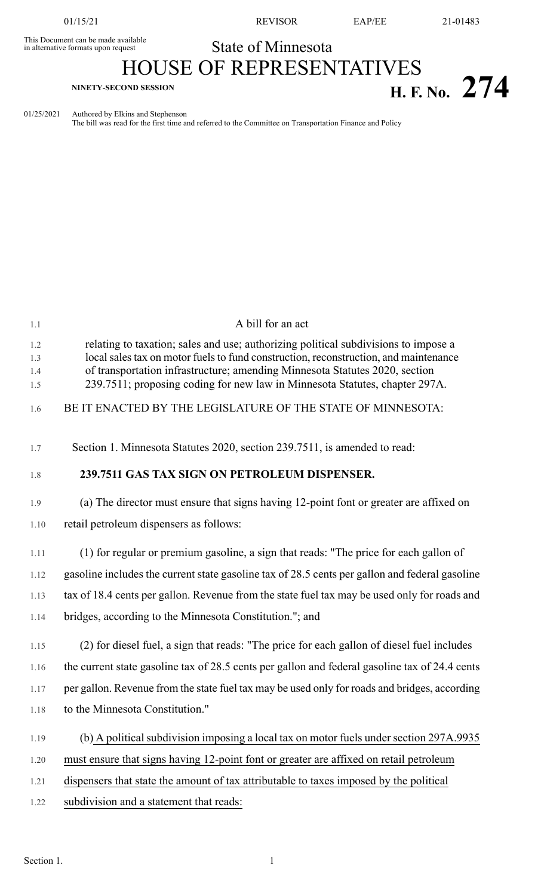This Document can be made available in alternative formats upon request

# State of Minnesota

# HOUSE OF REPRESENTATIVES

**NINETY-SECOND SESSION** **H. F. No. 274**

01/25/2021 Authored by Elkins and Stephenson

The bill was read for the first time and referred to the Committee on Transportation Finance and Policy

A bill for an act

relating to taxation; sales and use; authorizing political subdivisions to impose a local sales tax on motor fuels to fund construction, reconstruction, and maintenance of transportation infrastructure; amending Minnesota Statutes 2020, section 239.7511; proposing coding for new law in Minnesota Statutes, chapter 297A.

BE IT ENACTED BY THE LEGISLATURE OF THE STATE OF MINNESOTA:

Section 1. Minnesota Statutes 2020, section 239.7511, is amended to read:

**239.7511 GAS TAX SIGN ON PETROLEUM DISPENSER.**

(a) The director must ensure that signs having 12-point font or greater are affixed on retail petroleum dispensers as follows:

(1) for regular or premium gasoline, a sign that reads: "The price for each gallon of gasoline includes the current state gasoline tax of 28.5 cents per gallon and federal gasoline tax of 18.4 cents per gallon. Revenue from the state fuel tax may be used only for roads and bridges, according to the Minnesota Constitution."; and

(2) for diesel fuel, a sign that reads: "The price for each gallon of diesel fuel includes the current state gasoline tax of 28.5 cents per gallon and federal gasoline tax of 24.4 cents per gallon. Revenue from the state fuel tax may be used only for roads and bridges, according to the Minnesota Constitution."

(b) A political subdivision imposing a local tax on motor fuels under section 297A.9935 must ensure that signs having 12-point font or greater are affixed on retail petroleum dispensers that state the amount of tax attributable to taxes imposed by the political subdivision and a statement that reads: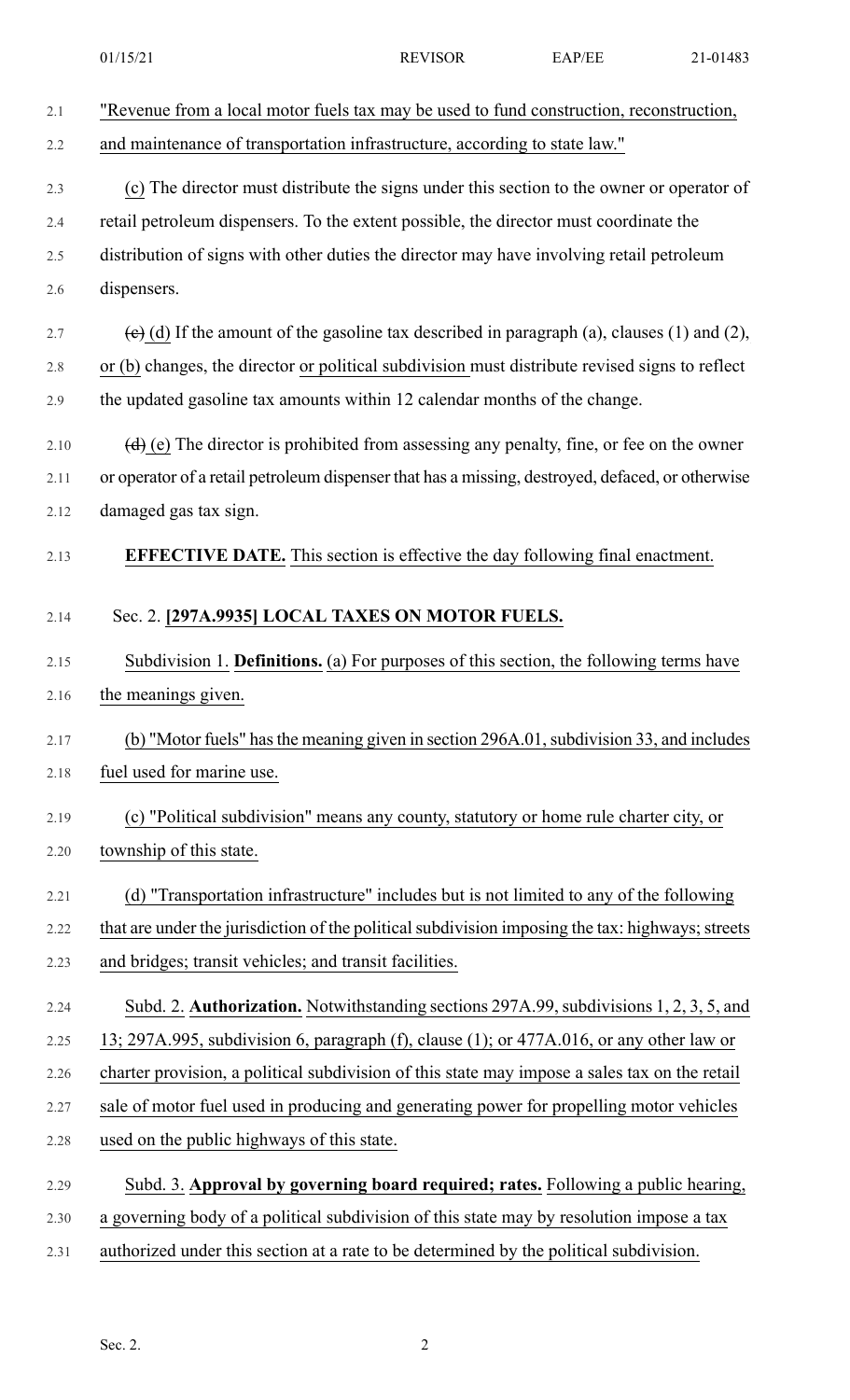"Revenue from a local motor fuels tax may be used to fund construction, reconstruction, and maintenance of transportation infrastructure, according to state law."

(c) The director must distribute the signs under this section to the owner or operator of retail petroleum dispensers. To the extent possible, the director must coordinate the distribution of signs with other duties the director may have involving retail petroleum dispensers.

~~(c)~~ (d) If the amount of the gasoline tax described in paragraph (a), clauses (1) and (2), or (b) changes, the director or political subdivision must distribute revised signs to reflect the updated gasoline tax amounts within 12 calendar months of the change.

~~(d)~~ (e) The director is prohibited from assessing any penalty, fine, or fee on the owner or operator of a retail petroleum dispenser that has a missing, destroyed, defaced, or otherwise damaged gas tax sign.

**EFFECTIVE DATE.** This section is effective the day following final enactment.

Sec. 2. **[297A.9935] LOCAL TAXES ON MOTOR FUELS.**

Subdivision 1. **Definitions.** (a) For purposes of this section, the following terms have the meanings given.

(b) "Motor fuels" has the meaning given in section 296A.01, subdivision 33, and includes fuel used for marine use.

(c) "Political subdivision" means any county, statutory or home rule charter city, or township of this state.

(d) "Transportation infrastructure" includes but is not limited to any of the following that are under the jurisdiction of the political subdivision imposing the tax: highways; streets and bridges; transit vehicles; and transit facilities.

Subd. 2. **Authorization.** Notwithstanding sections 297A.99, subdivisions 1, 2, 3, 5, and 13; 297A.995, subdivision 6, paragraph (f), clause (1); or 477A.016, or any other law or charter provision, a political subdivision of this state may impose a sales tax on the retail sale of motor fuel used in producing and generating power for propelling motor vehicles used on the public highways of this state.

Subd. 3. **Approval by governing board required; rates.** Following a public hearing, a governing body of a political subdivision of this state may by resolution impose a tax authorized under this section at a rate to be determined by the political subdivision.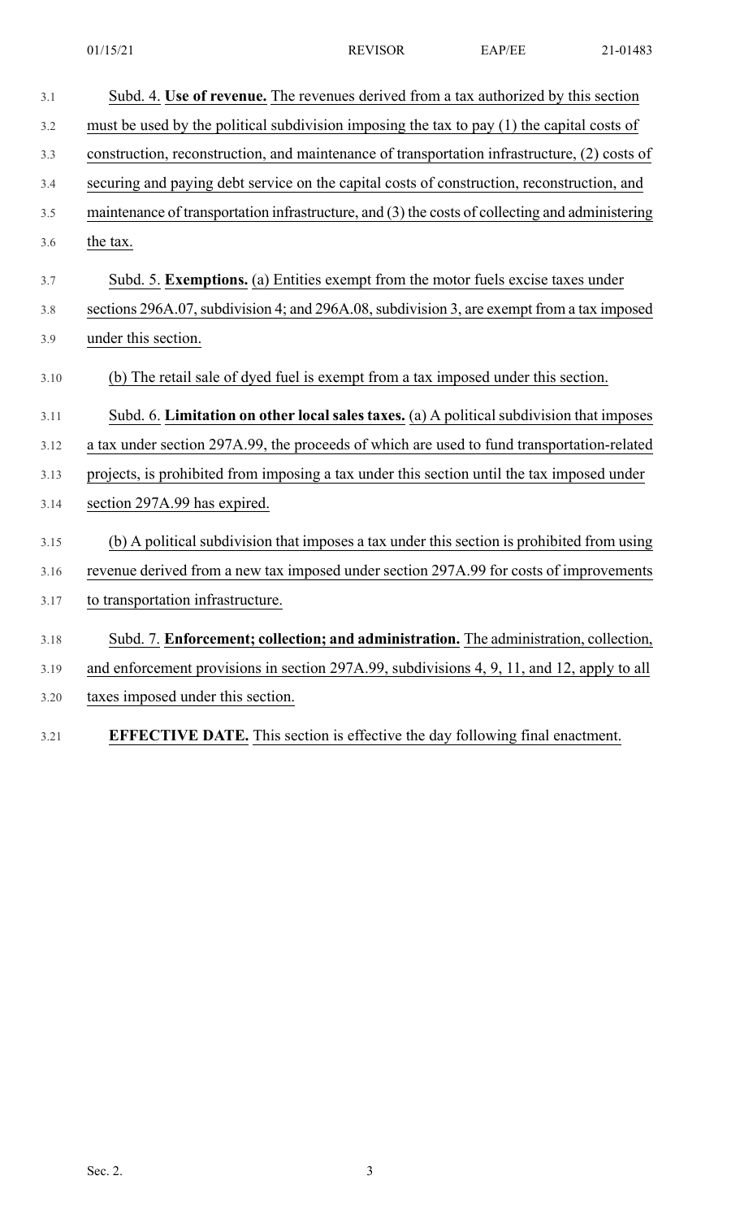Subd. 4. **Use of revenue.** The revenues derived from a tax authorized by this section must be used by the political subdivision imposing the tax to pay (1) the capital costs of construction, reconstruction, and maintenance of transportation infrastructure, (2) costs of securing and paying debt service on the capital costs of construction, reconstruction, and maintenance of transportation infrastructure, and (3) the costs of collecting and administering the tax.

Subd. 5. **Exemptions.** (a) Entities exempt from the motor fuels excise taxes under sections 296A.07, subdivision 4; and 296A.08, subdivision 3, are exempt from a tax imposed under this section.

(b) The retail sale of dyed fuel is exempt from a tax imposed under this section.

Subd. 6. **Limitation on other local sales taxes.** (a) A political subdivision that imposes a tax under section 297A.99, the proceeds of which are used to fund transportation-related projects, is prohibited from imposing a tax under this section until the tax imposed under section 297A.99 has expired.

(b) A political subdivision that imposes a tax under this section is prohibited from using revenue derived from a new tax imposed under section 297A.99 for costs of improvements to transportation infrastructure.

Subd. 7. **Enforcement; collection; and administration.** The administration, collection, and enforcement provisions in section 297A.99, subdivisions 4, 9, 11, and 12, apply to all taxes imposed under this section.

**EFFECTIVE DATE.** This section is effective the day following final enactment.